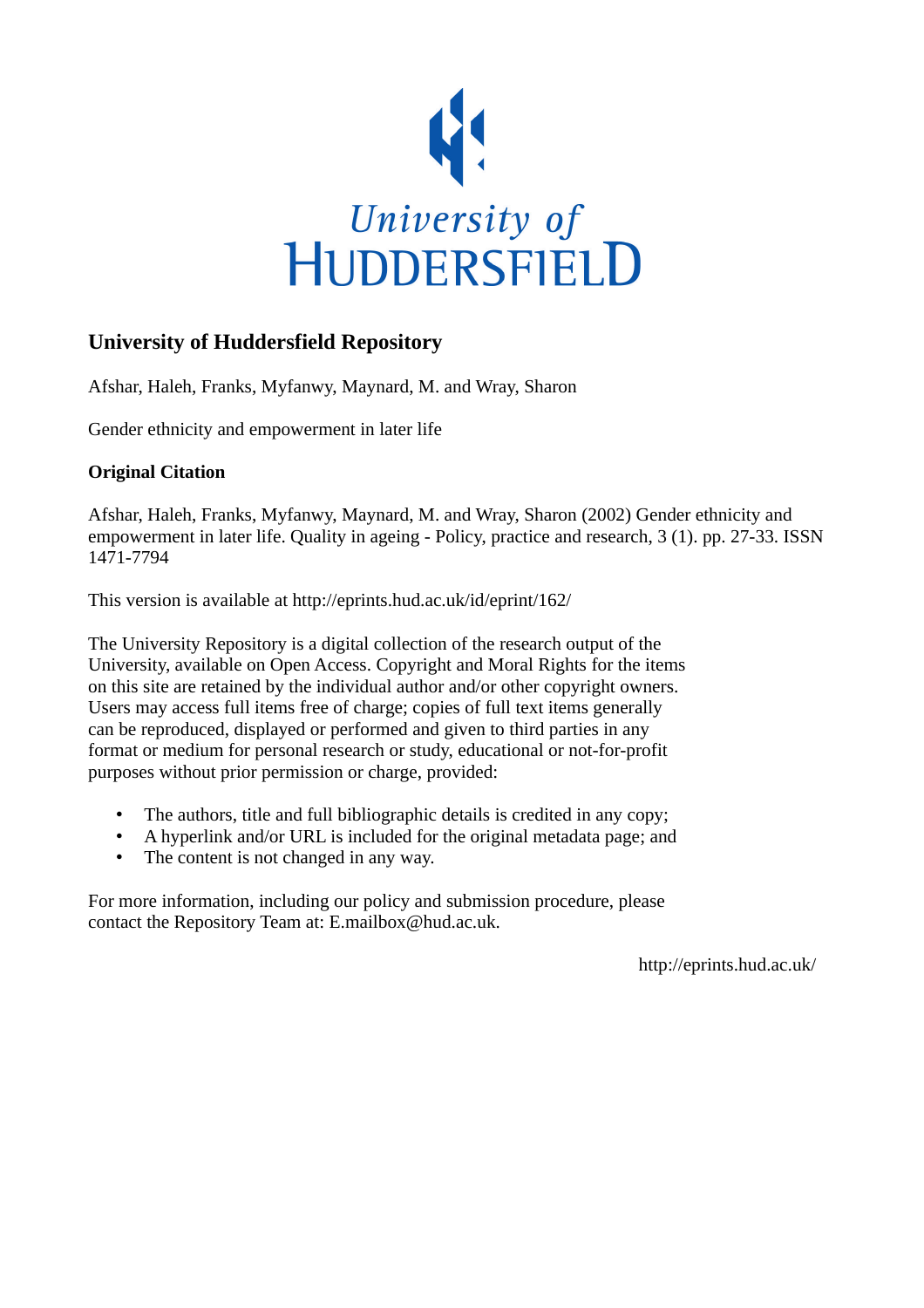University of HUDDERSFIELD

# University of Huddersfield Repository

Afshar, Haleh, Franks, Myfanwy, Maynard, M. and Wray, Sharon

Gender ethnicity and empowerment in later life

**Original Citation**

Afshar, Haleh, Franks, Myfanwy, Maynard, M. and Wray, Sharon (2002) Gender ethnicity and empowerment in later life. Quality in ageing - Policy, practice and research, 3 (1). pp. 27-33. ISSN 1471-7794

This version is available at http://eprints.hud.ac.uk/id/eprint/162/

The University Repository is a digital collection of the research output of the University, available on Open Access. Copyright and Moral Rights for the items on this site are retained by the individual author and/or other copyright owners. Users may access full items free of charge; copies of full text items generally can be reproduced, displayed or performed and given to third parties in any format or medium for personal research or study, educational or not-for-profit purposes without prior permission or charge, provided:

- The authors, title and full bibliographic details is credited in any copy;
- A hyperlink and/or URL is included for the original metadata page; and
- The content is not changed in any way.

For more information, including our policy and submission procedure, please contact the Repository Team at: E.mailbox@hud.ac.uk.

http://eprints.hud.ac.uk/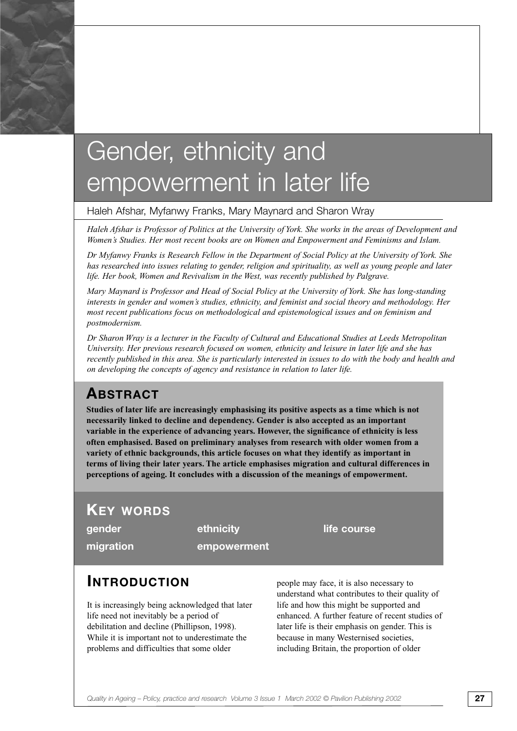# Gender, ethnicity and empowerment in later life

Haleh Afshar, Myfanwy Franks, Mary Maynard and Sharon Wray

*Haleh Afshar is Professor of Politics at the University of York. She works in the areas of Development and Women's Studies. Her most recent books are on Women and Empowerment and Feminisms and Islam.*

*Dr Myfanwy Franks is Research Fellow in the Department of Social Policy at the University of York. She has researched into issues relating to gender, religion and spirituality, as well as young people and later life. Her book, Women and Revivalism in the West, was recently published by Palgrave.*

*Mary Maynard is Professor and Head of Social Policy at the University of York. She has long-standing interests in gender and women's studies, ethnicity, and feminist and social theory and methodology. Her most recent publications focus on methodological and epistemological issues and on feminism and postmodernism.*

*Dr Sharon Wray is a lecturer in the Faculty of Cultural and Educational Studies at Leeds Metropolitan University. Her previous research focused on women, ethnicity and leisure in later life and she has recently published in this area. She is particularly interested in issues to do with the body and health and on developing the concepts of agency and resistance in relation to later life.*

## Abstract

**Studies of later life are increasingly emphasising its positive aspects as a time which is not necessarily linked to decline and dependency. Gender is also accepted as an important variable in the experience of advancing years. However, the significance of ethnicity is less often emphasised. Based on preliminary analyses from research with older women from a variety of ethnic backgrounds, this article focuses on what they identify as important in terms of living their later years. The article emphasises migration and cultural differences in perceptions of ageing. It concludes with a discussion of the meanings of empowerment.**

## Key words

**gender** · **ethnicity** · **life course** · **migration** · **empowerment**

## Introduction

It is increasingly being acknowledged that later life need not inevitably be a period of debilitation and decline (Phillipson, 1998). While it is important not to underestimate the problems and difficulties that some older people may face, it is also necessary to understand what contributes to their quality of life and how this might be supported and enhanced. A further feature of recent studies of later life is their emphasis on gender. This is because in many Westernised societies, including Britain, the proportion of older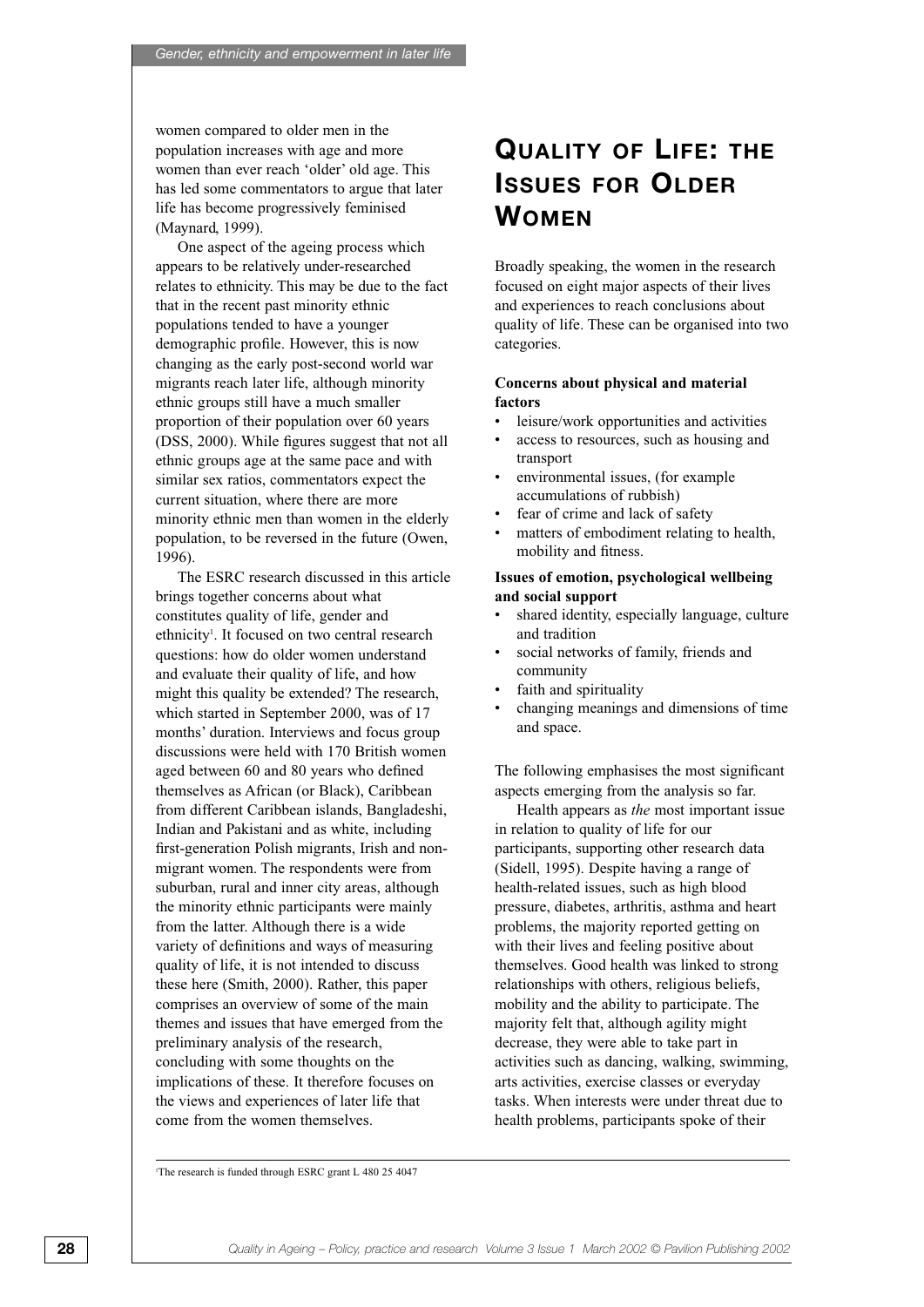women compared to older men in the population increases with age and more women than ever reach 'older' old age. This has led some commentators to argue that later life has become progressively feminised (Maynard, 1999).

One aspect of the ageing process which appears to be relatively under-researched relates to ethnicity. This may be due to the fact that in the recent past minority ethnic populations tended to have a younger demographic profile. However, this is now changing as the early post-second world war migrants reach later life, although minority ethnic groups still have a much smaller proportion of their population over 60 years (DSS, 2000). While figures suggest that not all ethnic groups age at the same pace and with similar sex ratios, commentators expect the current situation, where there are more minority ethnic men than women in the elderly population, to be reversed in the future (Owen, 1996).

The ESRC research discussed in this article brings together concerns about what constitutes quality of life, gender and ethnicity[1]. It focused on two central research questions: how do older women understand and evaluate their quality of life, and how might this quality be extended? The research, which started in September 2000, was of 17 months' duration. Interviews and focus group discussions were held with 170 British women aged between 60 and 80 years who defined themselves as African (or Black), Caribbean from different Caribbean islands, Bangladeshi, Indian and Pakistani and as white, including first-generation Polish migrants, Irish and non-migrant women. The respondents were from suburban, rural and inner city areas, although the minority ethnic participants were mainly from the latter. Although there is a wide variety of definitions and ways of measuring quality of life, it is not intended to discuss these here (Smith, 2000). Rather, this paper comprises an overview of some of the main themes and issues that have emerged from the preliminary analysis of the research, concluding with some thoughts on the implications of these. It therefore focuses on the views and experiences of later life that come from the women themselves.

## Quality of Life: the Issues for Older Women

Broadly speaking, the women in the research focused on eight major aspects of their lives and experiences to reach conclusions about quality of life. These can be organised into two categories.

**Concerns about physical and material factors**

- leisure/work opportunities and activities
- access to resources, such as housing and transport
- environmental issues, (for example accumulations of rubbish)
- fear of crime and lack of safety
- matters of embodiment relating to health, mobility and fitness.

**Issues of emotion, psychological wellbeing and social support**

- shared identity, especially language, culture and tradition
- social networks of family, friends and community
- faith and spirituality
- changing meanings and dimensions of time and space.

The following emphasises the most significant aspects emerging from the analysis so far.

Health appears as *the* most important issue in relation to quality of life for our participants, supporting other research data (Sidell, 1995). Despite having a range of health-related issues, such as high blood pressure, diabetes, arthritis, asthma and heart problems, the majority reported getting on with their lives and feeling positive about themselves. Good health was linked to strong relationships with others, religious beliefs, mobility and the ability to participate. The majority felt that, although agility might decrease, they were able to take part in activities such as dancing, walking, swimming, arts activities, exercise classes or everyday tasks. When interests were under threat due to health problems, participants spoke of their

[1] The research is funded through ESRC grant L 480 25 4047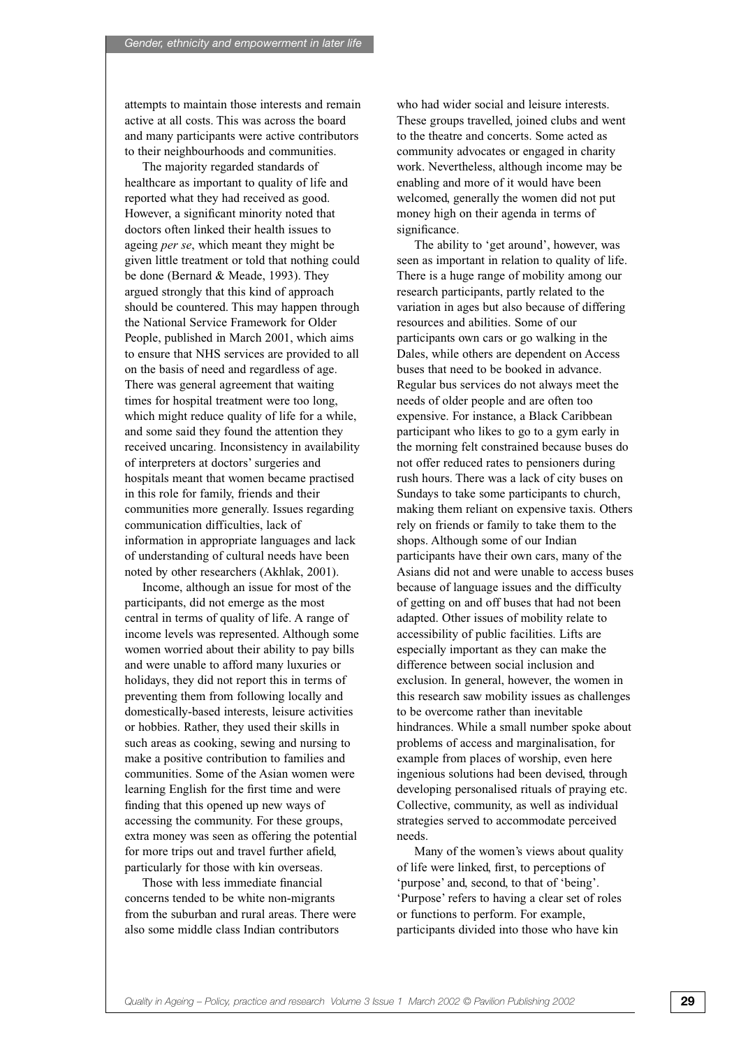attempts to maintain those interests and remain active at all costs. This was across the board and many participants were active contributors to their neighbourhoods and communities.

The majority regarded standards of healthcare as important to quality of life and reported what they had received as good. However, a significant minority noted that doctors often linked their health issues to ageing *per se*, which meant they might be given little treatment or told that nothing could be done (Bernard & Meade, 1993). They argued strongly that this kind of approach should be countered. This may happen through the National Service Framework for Older People, published in March 2001, which aims to ensure that NHS services are provided to all on the basis of need and regardless of age. There was general agreement that waiting times for hospital treatment were too long, which might reduce quality of life for a while, and some said they found the attention they received uncaring. Inconsistency in availability of interpreters at doctors' surgeries and hospitals meant that women became practised in this role for family, friends and their communities more generally. Issues regarding communication difficulties, lack of information in appropriate languages and lack of understanding of cultural needs have been noted by other researchers (Akhlak, 2001).

Income, although an issue for most of the participants, did not emerge as the most central in terms of quality of life. A range of income levels was represented. Although some women worried about their ability to pay bills and were unable to afford many luxuries or holidays, they did not report this in terms of preventing them from following locally and domestically-based interests, leisure activities or hobbies. Rather, they used their skills in such areas as cooking, sewing and nursing to make a positive contribution to families and communities. Some of the Asian women were learning English for the first time and were finding that this opened up new ways of accessing the community. For these groups, extra money was seen as offering the potential for more trips out and travel further afield, particularly for those with kin overseas.

Those with less immediate financial concerns tended to be white non-migrants from the suburban and rural areas. There were also some middle class Indian contributors who had wider social and leisure interests. These groups travelled, joined clubs and went to the theatre and concerts. Some acted as community advocates or engaged in charity work. Nevertheless, although income may be enabling and more of it would have been welcomed, generally the women did not put money high on their agenda in terms of significance.

The ability to 'get around', however, was seen as important in relation to quality of life. There is a huge range of mobility among our research participants, partly related to the variation in ages but also because of differing resources and abilities. Some of our participants own cars or go walking in the Dales, while others are dependent on Access buses that need to be booked in advance. Regular bus services do not always meet the needs of older people and are often too expensive. For instance, a Black Caribbean participant who likes to go to a gym early in the morning felt constrained because buses do not offer reduced rates to pensioners during rush hours. There was a lack of city buses on Sundays to take some participants to church, making them reliant on expensive taxis. Others rely on friends or family to take them to the shops. Although some of our Indian participants have their own cars, many of the Asians did not and were unable to access buses because of language issues and the difficulty of getting on and off buses that had not been adapted. Other issues of mobility relate to accessibility of public facilities. Lifts are especially important as they can make the difference between social inclusion and exclusion. In general, however, the women in this research saw mobility issues as challenges to be overcome rather than inevitable hindrances. While a small number spoke about problems of access and marginalisation, for example from places of worship, even here ingenious solutions had been devised, through developing personalised rituals of praying etc. Collective, community, as well as individual strategies served to accommodate perceived needs.

Many of the women's views about quality of life were linked, first, to perceptions of 'purpose' and, second, to that of 'being'. 'Purpose' refers to having a clear set of roles or functions to perform. For example, participants divided into those who have kin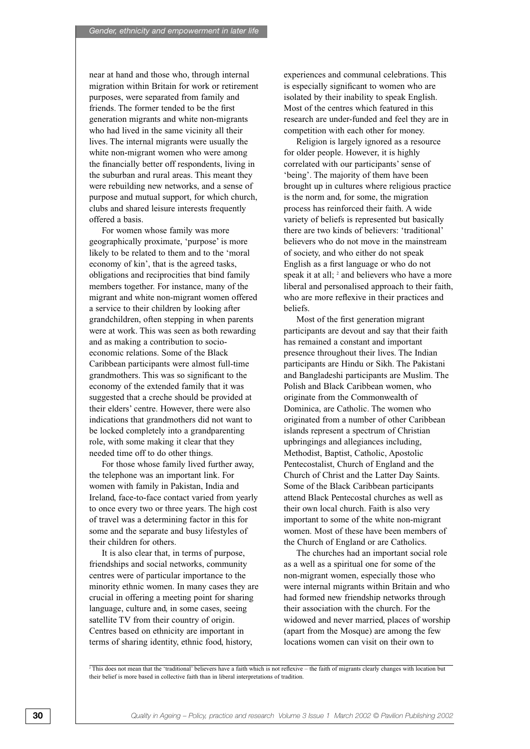near at hand and those who, through internal migration within Britain for work or retirement purposes, were separated from family and friends. The former tended to be the first generation migrants and white non-migrants who had lived in the same vicinity all their lives. The internal migrants were usually the white non-migrant women who were among the financially better off respondents, living in the suburban and rural areas. This meant they were rebuilding new networks, and a sense of purpose and mutual support, for which church, clubs and shared leisure interests frequently offered a basis.

For women whose family was more geographically proximate, 'purpose' is more likely to be related to them and to the 'moral economy of kin', that is the agreed tasks, obligations and reciprocities that bind family members together. For instance, many of the migrant and white non-migrant women offered a service to their children by looking after grandchildren, often stepping in when parents were at work. This was seen as both rewarding and as making a contribution to socio-economic relations. Some of the Black Caribbean participants were almost full-time grandmothers. This was so significant to the economy of the extended family that it was suggested that a creche should be provided at their elders' centre. However, there were also indications that grandmothers did not want to be locked completely into a grandparenting role, with some making it clear that they needed time off to do other things.

For those whose family lived further away, the telephone was an important link. For women with family in Pakistan, India and Ireland, face-to-face contact varied from yearly to once every two or three years. The high cost of travel was a determining factor in this for some and the separate and busy lifestyles of their children for others.

It is also clear that, in terms of purpose, friendships and social networks, community centres were of particular importance to the minority ethnic women. In many cases they are crucial in offering a meeting point for sharing language, culture and, in some cases, seeing satellite TV from their country of origin. Centres based on ethnicity are important in terms of sharing identity, ethnic food, history, experiences and communal celebrations. This is especially significant to women who are isolated by their inability to speak English. Most of the centres which featured in this research are under-funded and feel they are in competition with each other for money.

Religion is largely ignored as a resource for older people. However, it is highly correlated with our participants' sense of 'being'. The majority of them have been brought up in cultures where religious practice is the norm and, for some, the migration process has reinforced their faith. A wide variety of beliefs is represented but basically there are two kinds of believers: 'traditional' believers who do not move in the mainstream of society, and who either do not speak English as a first language or who do not speak it at all; [2] and believers who have a more liberal and personalised approach to their faith, who are more reflexive in their practices and beliefs.

Most of the first generation migrant participants are devout and say that their faith has remained a constant and important presence throughout their lives. The Indian participants are Hindu or Sikh. The Pakistani and Bangladeshi participants are Muslim. The Polish and Black Caribbean women, who originate from the Commonwealth of Dominica, are Catholic. The women who originated from a number of other Caribbean islands represent a spectrum of Christian upbringings and allegiances including, Methodist, Baptist, Catholic, Apostolic Pentecostalist, Church of England and the Church of Christ and the Latter Day Saints. Some of the Black Caribbean participants attend Black Pentecostal churches as well as their own local church. Faith is also very important to some of the white non-migrant women. Most of these have been members of the Church of England or are Catholics.

The churches had an important social role as a well as a spiritual one for some of the non-migrant women, especially those who were internal migrants within Britain and who had formed new friendship networks through their association with the church. For the widowed and never married, places of worship (apart from the Mosque) are among the few locations women can visit on their own to

[2] This does not mean that the 'traditional' believers have a faith which is not reflexive – the faith of migrants clearly changes with location but their belief is more based in collective faith than in liberal interpretations of tradition.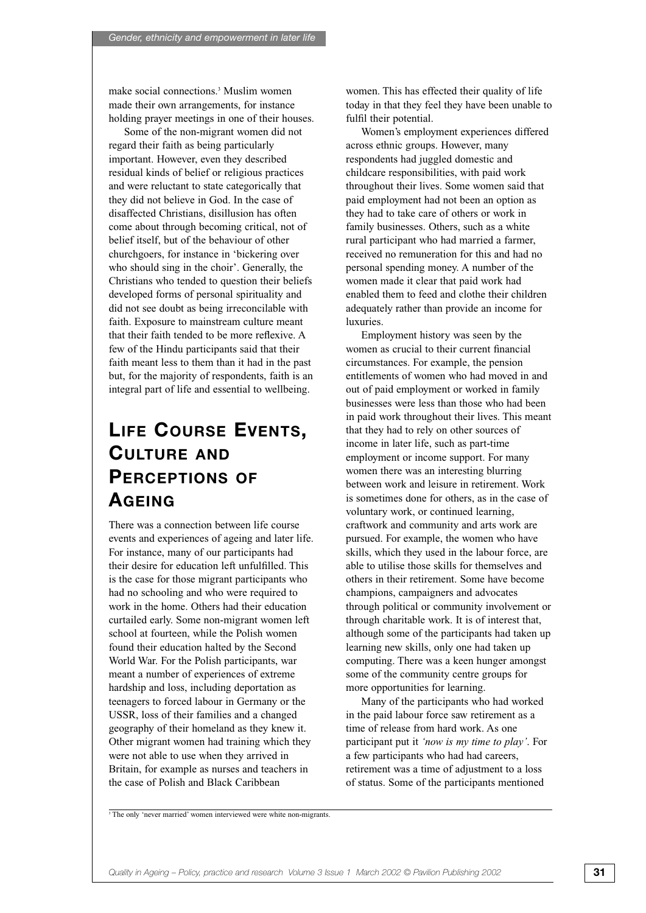make social connections.[3] Muslim women made their own arrangements, for instance holding prayer meetings in one of their houses.

Some of the non-migrant women did not regard their faith as being particularly important. However, even they described residual kinds of belief or religious practices and were reluctant to state categorically that they did not believe in God. In the case of disaffected Christians, disillusion has often come about through becoming critical, not of belief itself, but of the behaviour of other churchgoers, for instance in 'bickering over who should sing in the choir'. Generally, the Christians who tended to question their beliefs developed forms of personal spirituality and did not see doubt as being irreconcilable with faith. Exposure to mainstream culture meant that their faith tended to be more reflexive. A few of the Hindu participants said that their faith meant less to them than it had in the past but, for the majority of respondents, faith is an integral part of life and essential to wellbeing.

## Life Course Events, Culture and Perceptions of Ageing

There was a connection between life course events and experiences of ageing and later life. For instance, many of our participants had their desire for education left unfulfilled. This is the case for those migrant participants who had no schooling and who were required to work in the home. Others had their education curtailed early. Some non-migrant women left school at fourteen, while the Polish women found their education halted by the Second World War. For the Polish participants, war meant a number of experiences of extreme hardship and loss, including deportation as teenagers to forced labour in Germany or the USSR, loss of their families and a changed geography of their homeland as they knew it. Other migrant women had training which they were not able to use when they arrived in Britain, for example as nurses and teachers in the case of Polish and Black Caribbean women. This has effected their quality of life today in that they feel they have been unable to fulfil their potential.

Women's employment experiences differed across ethnic groups. However, many respondents had juggled domestic and childcare responsibilities, with paid work throughout their lives. Some women said that paid employment had not been an option as they had to take care of others or work in family businesses. Others, such as a white rural participant who had married a farmer, received no remuneration for this and had no personal spending money. A number of the women made it clear that paid work had enabled them to feed and clothe their children adequately rather than provide an income for luxuries.

Employment history was seen by the women as crucial to their current financial circumstances. For example, the pension entitlements of women who had moved in and out of paid employment or worked in family businesses were less than those who had been in paid work throughout their lives. This meant that they had to rely on other sources of income in later life, such as part-time employment or income support. For many women there was an interesting blurring between work and leisure in retirement. Work is sometimes done for others, as in the case of voluntary work, or continued learning, craftwork and community and arts work are pursued. For example, the women who have skills, which they used in the labour force, are able to utilise those skills for themselves and others in their retirement. Some have become champions, campaigners and advocates through political or community involvement or through charitable work. It is of interest that, although some of the participants had taken up learning new skills, only one had taken up computing. There was a keen hunger amongst some of the community centre groups for more opportunities for learning.

Many of the participants who had worked in the paid labour force saw retirement as a time of release from hard work. As one participant put it *'now is my time to play'*. For a few participants who had had careers, retirement was a time of adjustment to a loss of status. Some of the participants mentioned

[3] The only 'never married' women interviewed were white non-migrants.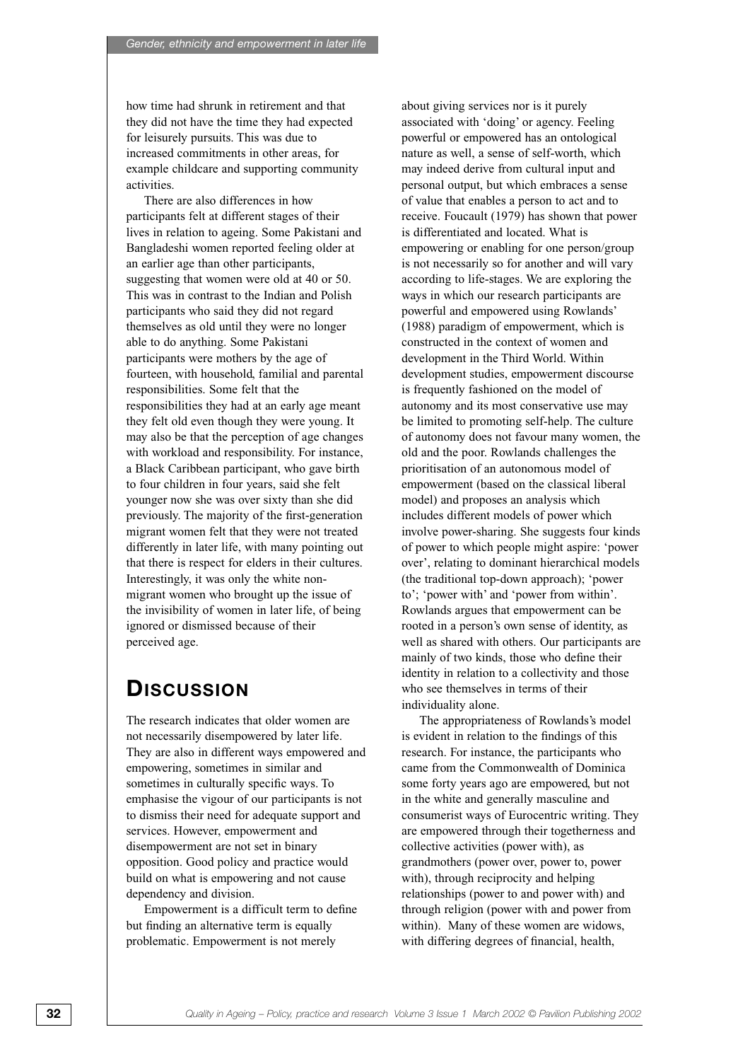how time had shrunk in retirement and that they did not have the time they had expected for leisurely pursuits. This was due to increased commitments in other areas, for example childcare and supporting community activities.

There are also differences in how participants felt at different stages of their lives in relation to ageing. Some Pakistani and Bangladeshi women reported feeling older at an earlier age than other participants, suggesting that women were old at 40 or 50. This was in contrast to the Indian and Polish participants who said they did not regard themselves as old until they were no longer able to do anything. Some Pakistani participants were mothers by the age of fourteen, with household, familial and parental responsibilities. Some felt that the responsibilities they had at an early age meant they felt old even though they were young. It may also be that the perception of age changes with workload and responsibility. For instance, a Black Caribbean participant, who gave birth to four children in four years, said she felt younger now she was over sixty than she did previously. The majority of the first-generation migrant women felt that they were not treated differently in later life, with many pointing out that there is respect for elders in their cultures. Interestingly, it was only the white non-migrant women who brought up the issue of the invisibility of women in later life, of being ignored or dismissed because of their perceived age.

## Discussion

The research indicates that older women are not necessarily disempowered by later life. They are also in different ways empowered and empowering, sometimes in similar and sometimes in culturally specific ways. To emphasise the vigour of our participants is not to dismiss their need for adequate support and services. However, empowerment and disempowerment are not set in binary opposition. Good policy and practice would build on what is empowering and not cause dependency and division.

Empowerment is a difficult term to define but finding an alternative term is equally problematic. Empowerment is not merely about giving services nor is it purely associated with 'doing' or agency. Feeling powerful or empowered has an ontological nature as well, a sense of self-worth, which may indeed derive from cultural input and personal output, but which embraces a sense of value that enables a person to act and to receive. Foucault (1979) has shown that power is differentiated and located. What is empowering or enabling for one person/group is not necessarily so for another and will vary according to life-stages. We are exploring the ways in which our research participants are powerful and empowered using Rowlands' (1988) paradigm of empowerment, which is constructed in the context of women and development in the Third World. Within development studies, empowerment discourse is frequently fashioned on the model of autonomy and its most conservative use may be limited to promoting self-help. The culture of autonomy does not favour many women, the old and the poor. Rowlands challenges the prioritisation of an autonomous model of empowerment (based on the classical liberal model) and proposes an analysis which includes different models of power which involve power-sharing. She suggests four kinds of power to which people might aspire: 'power over', relating to dominant hierarchical models (the traditional top-down approach); 'power to'; 'power with' and 'power from within'. Rowlands argues that empowerment can be rooted in a person's own sense of identity, as well as shared with others. Our participants are mainly of two kinds, those who define their identity in relation to a collectivity and those who see themselves in terms of their individuality alone.

The appropriateness of Rowlands's model is evident in relation to the findings of this research. For instance, the participants who came from the Commonwealth of Dominica some forty years ago are empowered, but not in the white and generally masculine and consumerist ways of Eurocentric writing. They are empowered through their togetherness and collective activities (power with), as grandmothers (power over, power to, power with), through reciprocity and helping relationships (power to and power with) and through religion (power with and power from within). Many of these women are widows, with differing degrees of financial, health,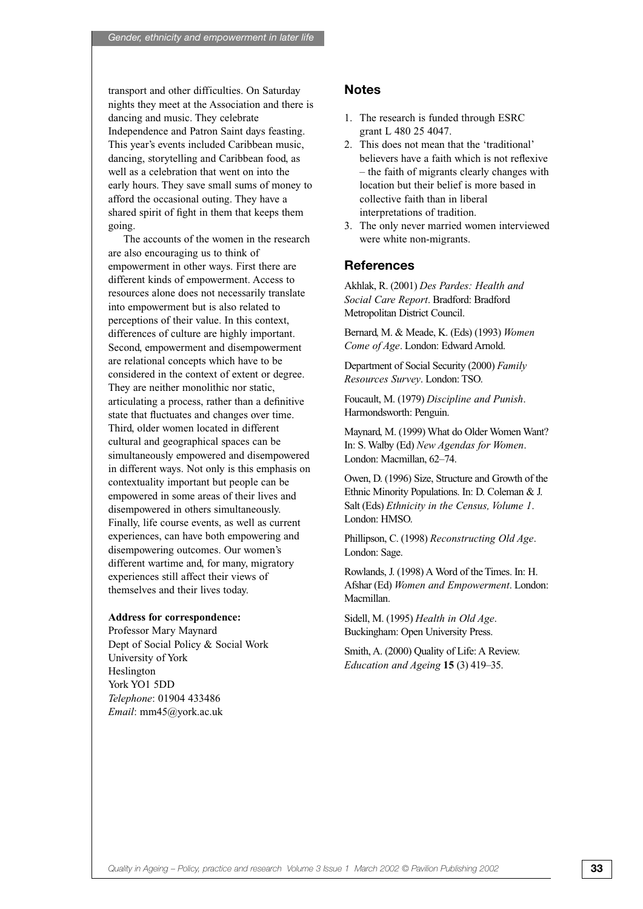transport and other difficulties. On Saturday nights they meet at the Association and there is dancing and music. They celebrate Independence and Patron Saint days feasting. This year's events included Caribbean music, dancing, storytelling and Caribbean food, as well as a celebration that went on into the early hours. They save small sums of money to afford the occasional outing. They have a shared spirit of fight in them that keeps them going.

The accounts of the women in the research are also encouraging us to think of empowerment in other ways. First there are different kinds of empowerment. Access to resources alone does not necessarily translate into empowerment but is also related to perceptions of their value. In this context, differences of culture are highly important. Second, empowerment and disempowerment are relational concepts which have to be considered in the context of extent or degree. They are neither monolithic nor static, articulating a process, rather than a definitive state that fluctuates and changes over time. Third, older women located in different cultural and geographical spaces can be simultaneously empowered and disempowered in different ways. Not only is this emphasis on contextuality important but people can be empowered in some areas of their lives and disempowered in others simultaneously. Finally, life course events, as well as current experiences, can have both empowering and disempowering outcomes. Our women's different wartime and, for many, migratory experiences still affect their views of themselves and their lives today.

**Address for correspondence:**
Professor Mary Maynard
Dept of Social Policy & Social Work
University of York
Heslington
York YO1 5DD
*Telephone*: 01904 433486
*Email*: mm45@york.ac.uk

## Notes

1. The research is funded through ESRC grant L 480 25 4047.
2. This does not mean that the 'traditional' believers have a faith which is not reflexive – the faith of migrants clearly changes with location but their belief is more based in collective faith than in liberal interpretations of tradition.
3. The only never married women interviewed were white non-migrants.

## References

Akhlak, R. (2001) *Des Pardes: Health and Social Care Report*. Bradford: Bradford Metropolitan District Council.

Bernard, M. & Meade, K. (Eds) (1993) *Women Come of Age*. London: Edward Arnold.

Department of Social Security (2000) *Family Resources Survey*. London: TSO.

Foucault, M. (1979) *Discipline and Punish*. Harmondsworth: Penguin.

Maynard, M. (1999) What do Older Women Want? In: S. Walby (Ed) *New Agendas for Women*. London: Macmillan, 62–74.

Owen, D. (1996) Size, Structure and Growth of the Ethnic Minority Populations. In: D. Coleman & J. Salt (Eds) *Ethnicity in the Census, Volume 1*. London: HMSO.

Phillipson, C. (1998) *Reconstructing Old Age*. London: Sage.

Rowlands, J. (1998) A Word of the Times. In: H. Afshar (Ed) *Women and Empowerment*. London: Macmillan.

Sidell, M. (1995) *Health in Old Age*. Buckingham: Open University Press.

Smith, A. (2000) Quality of Life: A Review. *Education and Ageing* **15** (3) 419–35.